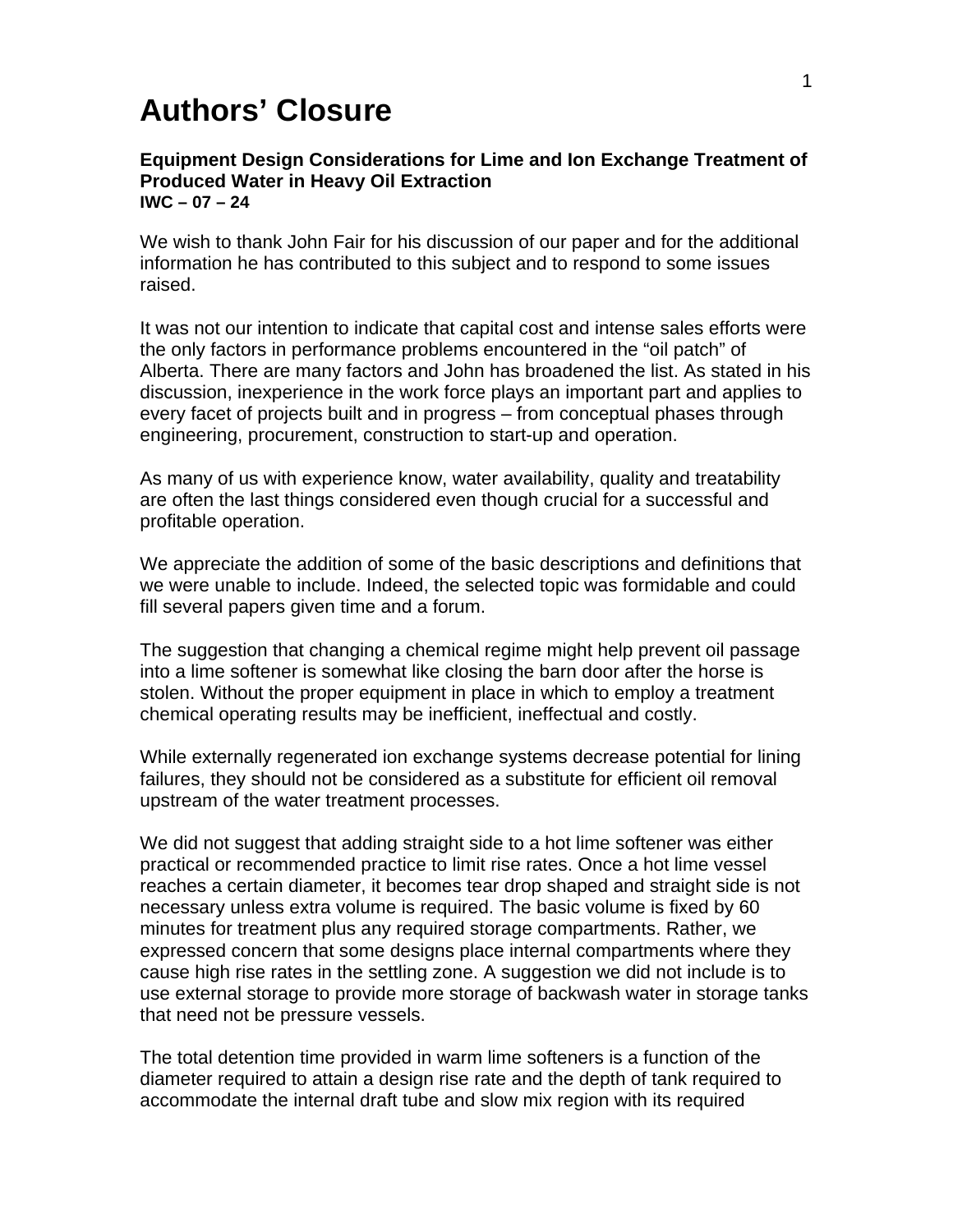# Authors' Closure

**Equipment Design Considerations for Lime and Ion Exchange Treatment of Produced Water in Heavy Oil Extraction**
**IWC – 07 – 24**

We wish to thank John Fair for his discussion of our paper and for the additional information he has contributed to this subject and to respond to some issues raised.

It was not our intention to indicate that capital cost and intense sales efforts were the only factors in performance problems encountered in the "oil patch" of Alberta. There are many factors and John has broadened the list. As stated in his discussion, inexperience in the work force plays an important part and applies to every facet of projects built and in progress – from conceptual phases through engineering, procurement, construction to start-up and operation.

As many of us with experience know, water availability, quality and treatability are often the last things considered even though crucial for a successful and profitable operation.

We appreciate the addition of some of the basic descriptions and definitions that we were unable to include. Indeed, the selected topic was formidable and could fill several papers given time and a forum.

The suggestion that changing a chemical regime might help prevent oil passage into a lime softener is somewhat like closing the barn door after the horse is stolen. Without the proper equipment in place in which to employ a treatment chemical operating results may be inefficient, ineffectual and costly.

While externally regenerated ion exchange systems decrease potential for lining failures, they should not be considered as a substitute for efficient oil removal upstream of the water treatment processes.

We did not suggest that adding straight side to a hot lime softener was either practical or recommended practice to limit rise rates. Once a hot lime vessel reaches a certain diameter, it becomes tear drop shaped and straight side is not necessary unless extra volume is required. The basic volume is fixed by 60 minutes for treatment plus any required storage compartments. Rather, we expressed concern that some designs place internal compartments where they cause high rise rates in the settling zone. A suggestion we did not include is to use external storage to provide more storage of backwash water in storage tanks that need not be pressure vessels.

The total detention time provided in warm lime softeners is a function of the diameter required to attain a design rise rate and the depth of tank required to accommodate the internal draft tube and slow mix region with its required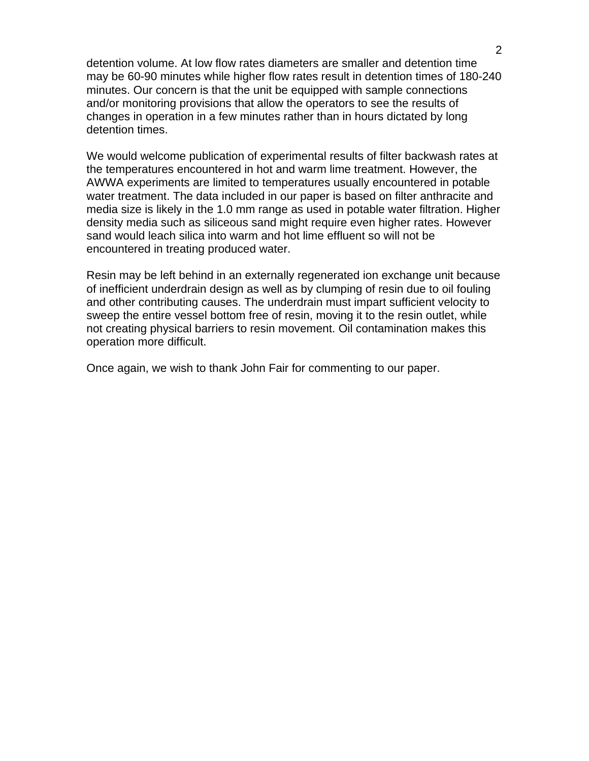detention volume. At low flow rates diameters are smaller and detention time may be 60-90 minutes while higher flow rates result in detention times of 180-240 minutes. Our concern is that the unit be equipped with sample connections and/or monitoring provisions that allow the operators to see the results of changes in operation in a few minutes rather than in hours dictated by long detention times.

We would welcome publication of experimental results of filter backwash rates at the temperatures encountered in hot and warm lime treatment. However, the AWWA experiments are limited to temperatures usually encountered in potable water treatment. The data included in our paper is based on filter anthracite and media size is likely in the 1.0 mm range as used in potable water filtration. Higher density media such as siliceous sand might require even higher rates. However sand would leach silica into warm and hot lime effluent so will not be encountered in treating produced water.

Resin may be left behind in an externally regenerated ion exchange unit because of inefficient underdrain design as well as by clumping of resin due to oil fouling and other contributing causes. The underdrain must impart sufficient velocity to sweep the entire vessel bottom free of resin, moving it to the resin outlet, while not creating physical barriers to resin movement. Oil contamination makes this operation more difficult.

Once again, we wish to thank John Fair for commenting to our paper.